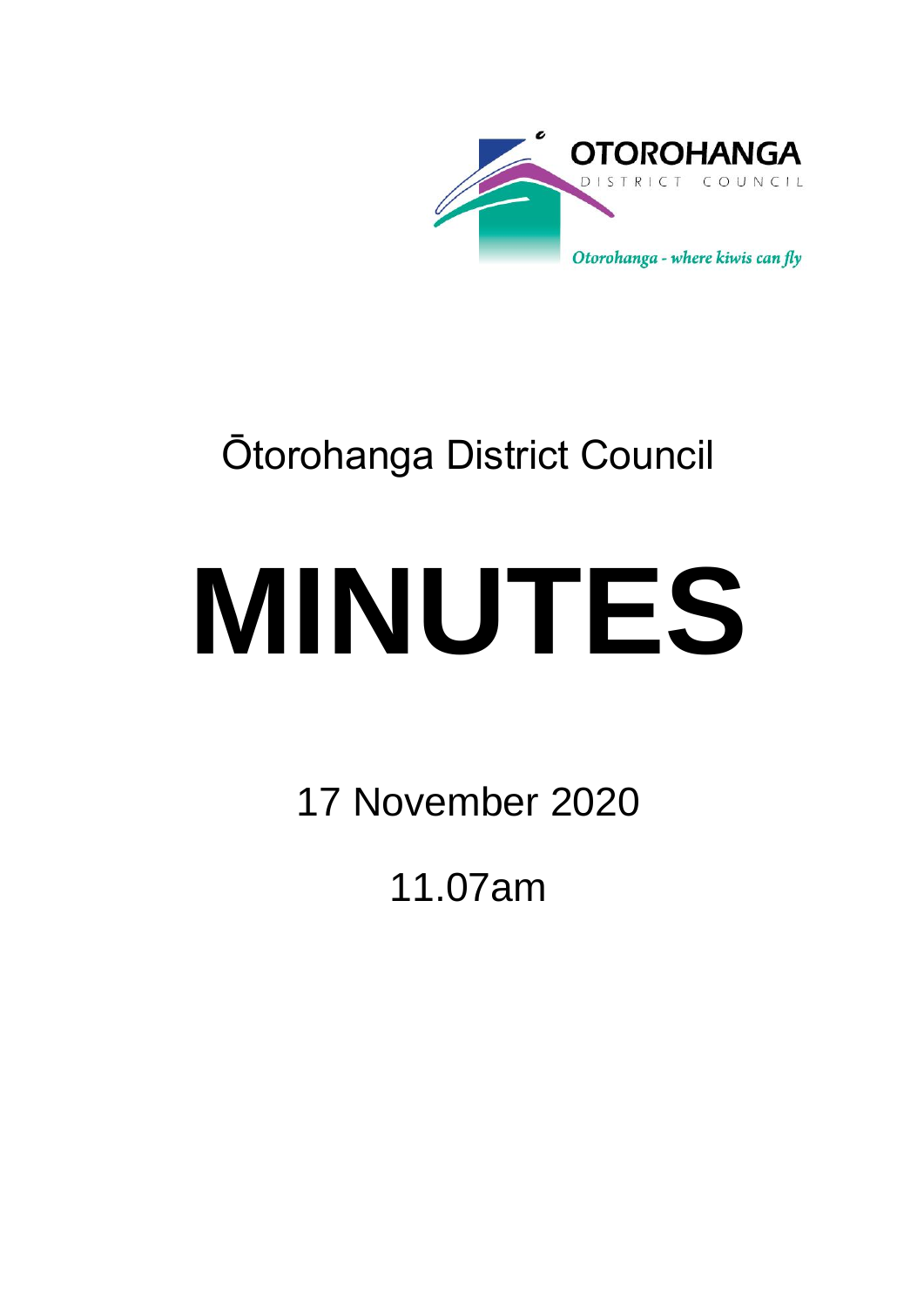OTOROHANGA

DISTRICT COUNCIL

*Otorohanga - where kiwis can fly*

Ōtorohanga District Council

# MINUTES

17 November 2020

11.07am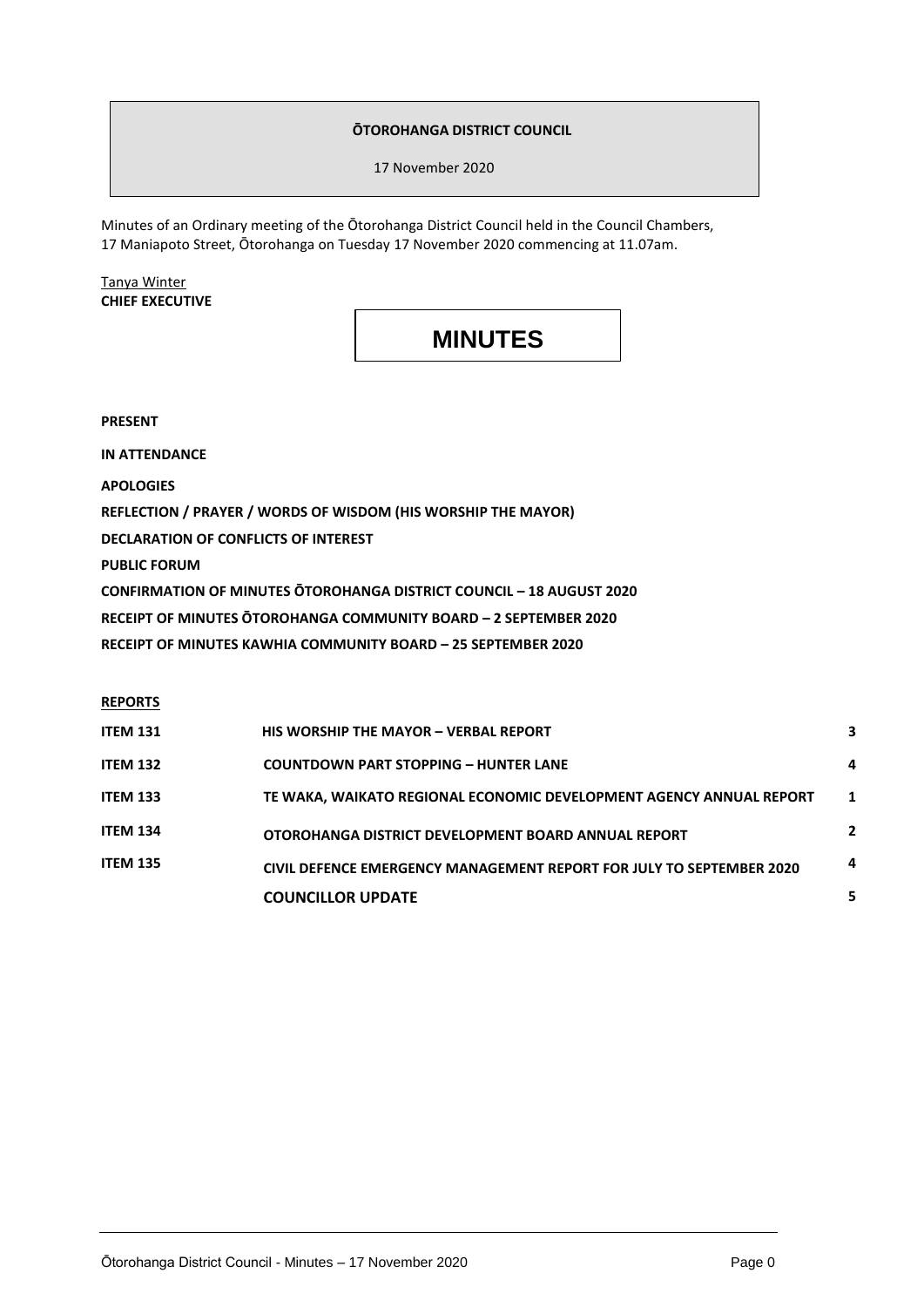**ŌTOROHANGA DISTRICT COUNCIL**

17 November 2020

Minutes of an Ordinary meeting of the Ōtorohanga District Council held in the Council Chambers, 17 Maniapoto Street, Ōtorohanga on Tuesday 17 November 2020 commencing at 11.07am.

Tanya Winter
**CHIEF EXECUTIVE**

# MINUTES

**PRESENT**

**IN ATTENDANCE**

**APOLOGIES**

**REFLECTION / PRAYER / WORDS OF WISDOM (HIS WORSHIP THE MAYOR)**

**DECLARATION OF CONFLICTS OF INTEREST**

**PUBLIC FORUM**

**CONFIRMATION OF MINUTES ŌTOROHANGA DISTRICT COUNCIL – 18 AUGUST 2020**

**RECEIPT OF MINUTES ŌTOROHANGA COMMUNITY BOARD – 2 SEPTEMBER 2020**

**RECEIPT OF MINUTES KAWHIA COMMUNITY BOARD – 25 SEPTEMBER 2020**

**REPORTS**

| | | |
|---|---|---|
| **ITEM 131** | **HIS WORSHIP THE MAYOR – VERBAL REPORT** | **3** |
| **ITEM 132** | **COUNTDOWN PART STOPPING – HUNTER LANE** | **4** |
| **ITEM 133** | **TE WAKA, WAIKATO REGIONAL ECONOMIC DEVELOPMENT AGENCY ANNUAL REPORT** | **1** |
| **ITEM 134** | **OTOROHANGA DISTRICT DEVELOPMENT BOARD ANNUAL REPORT** | **2** |
| **ITEM 135** | **CIVIL DEFENCE EMERGENCY MANAGEMENT REPORT FOR JULY TO SEPTEMBER 2020** | **4** |
| | **COUNCILLOR UPDATE** | **5** |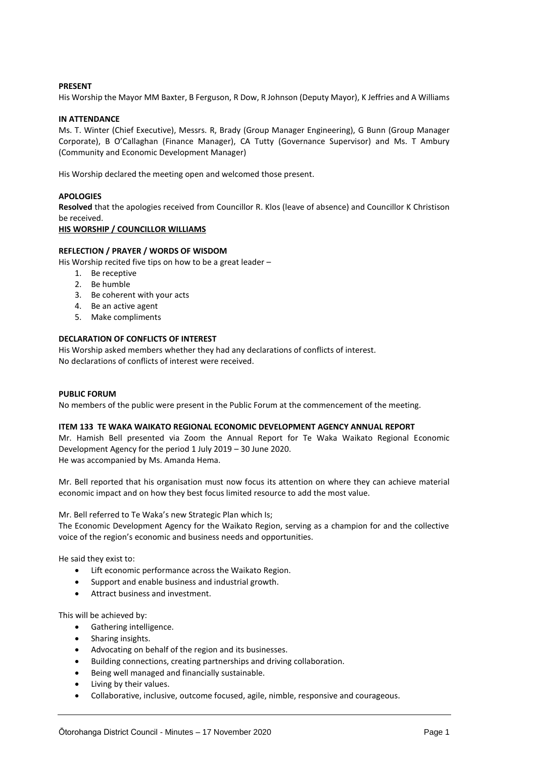**PRESENT**

His Worship the Mayor MM Baxter, B Ferguson, R Dow, R Johnson (Deputy Mayor), K Jeffries and A Williams

**IN ATTENDANCE**

Ms. T. Winter (Chief Executive), Messrs. R, Brady (Group Manager Engineering), G Bunn (Group Manager Corporate), B O'Callaghan (Finance Manager), CA Tutty (Governance Supervisor) and Ms. T Ambury (Community and Economic Development Manager)

His Worship declared the meeting open and welcomed those present.

**APOLOGIES**

**Resolved** that the apologies received from Councillor R. Klos (leave of absence) and Councillor K Christison be received.

**HIS WORSHIP / COUNCILLOR WILLIAMS**

**REFLECTION / PRAYER / WORDS OF WISDOM**

His Worship recited five tips on how to be a great leader –

1. Be receptive
2. Be humble
3. Be coherent with your acts
4. Be an active agent
5. Make compliments

**DECLARATION OF CONFLICTS OF INTEREST**

His Worship asked members whether they had any declarations of conflicts of interest.
No declarations of conflicts of interest were received.

**PUBLIC FORUM**

No members of the public were present in the Public Forum at the commencement of the meeting.

**ITEM 133 TE WAKA WAIKATO REGIONAL ECONOMIC DEVELOPMENT AGENCY ANNUAL REPORT**

Mr. Hamish Bell presented via Zoom the Annual Report for Te Waka Waikato Regional Economic Development Agency for the period 1 July 2019 – 30 June 2020.
He was accompanied by Ms. Amanda Hema.

Mr. Bell reported that his organisation must now focus its attention on where they can achieve material economic impact and on how they best focus limited resource to add the most value.

Mr. Bell referred to Te Waka's new Strategic Plan which Is;
The Economic Development Agency for the Waikato Region, serving as a champion for and the collective voice of the region's economic and business needs and opportunities.

He said they exist to:

- Lift economic performance across the Waikato Region.
- Support and enable business and industrial growth.
- Attract business and investment.

This will be achieved by:

- Gathering intelligence.
- Sharing insights.
- Advocating on behalf of the region and its businesses.
- Building connections, creating partnerships and driving collaboration.
- Being well managed and financially sustainable.
- Living by their values.
- Collaborative, inclusive, outcome focused, agile, nimble, responsive and courageous.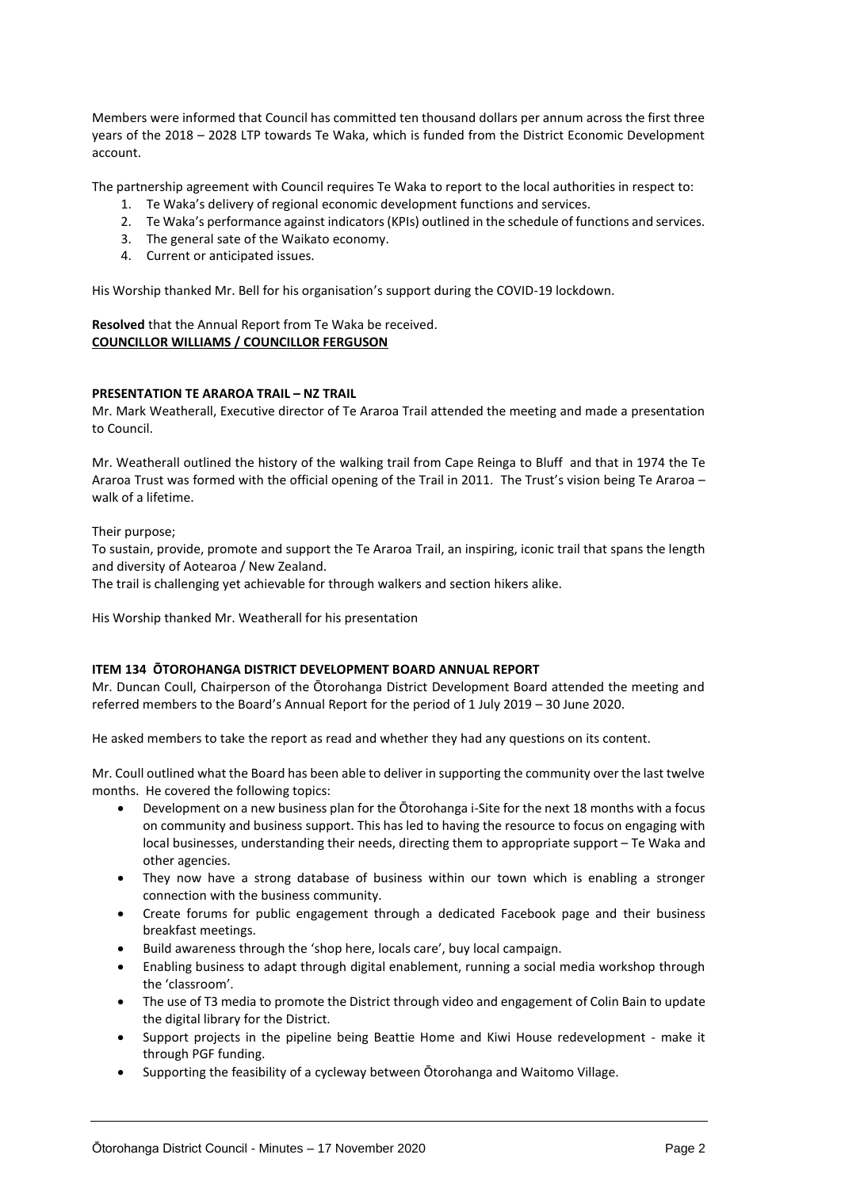Members were informed that Council has committed ten thousand dollars per annum across the first three years of the 2018 – 2028 LTP towards Te Waka, which is funded from the District Economic Development account.

The partnership agreement with Council requires Te Waka to report to the local authorities in respect to:

1. Te Waka's delivery of regional economic development functions and services.
2. Te Waka's performance against indicators (KPIs) outlined in the schedule of functions and services.
3. The general sate of the Waikato economy.
4. Current or anticipated issues.

His Worship thanked Mr. Bell for his organisation's support during the COVID-19 lockdown.

**Resolved** that the Annual Report from Te Waka be received.
**COUNCILLOR WILLIAMS / COUNCILLOR FERGUSON**

**PRESENTATION TE ARAROA TRAIL – NZ TRAIL**

Mr. Mark Weatherall, Executive director of Te Araroa Trail attended the meeting and made a presentation to Council.

Mr. Weatherall outlined the history of the walking trail from Cape Reinga to Bluff and that in 1974 the Te Araroa Trust was formed with the official opening of the Trail in 2011. The Trust's vision being Te Araroa – walk of a lifetime.

Their purpose;
To sustain, provide, promote and support the Te Araroa Trail, an inspiring, iconic trail that spans the length and diversity of Aotearoa / New Zealand.
The trail is challenging yet achievable for through walkers and section hikers alike.

His Worship thanked Mr. Weatherall for his presentation

**ITEM 134 ŌTOROHANGA DISTRICT DEVELOPMENT BOARD ANNUAL REPORT**

Mr. Duncan Coull, Chairperson of the Ōtorohanga District Development Board attended the meeting and referred members to the Board's Annual Report for the period of 1 July 2019 – 30 June 2020.

He asked members to take the report as read and whether they had any questions on its content.

Mr. Coull outlined what the Board has been able to deliver in supporting the community over the last twelve months. He covered the following topics:

- Development on a new business plan for the Ōtorohanga i-Site for the next 18 months with a focus on community and business support. This has led to having the resource to focus on engaging with local businesses, understanding their needs, directing them to appropriate support – Te Waka and other agencies.
- They now have a strong database of business within our town which is enabling a stronger connection with the business community.
- Create forums for public engagement through a dedicated Facebook page and their business breakfast meetings.
- Build awareness through the 'shop here, locals care', buy local campaign.
- Enabling business to adapt through digital enablement, running a social media workshop through the 'classroom'.
- The use of T3 media to promote the District through video and engagement of Colin Bain to update the digital library for the District.
- Support projects in the pipeline being Beattie Home and Kiwi House redevelopment - make it through PGF funding.
- Supporting the feasibility of a cycleway between Ōtorohanga and Waitomo Village.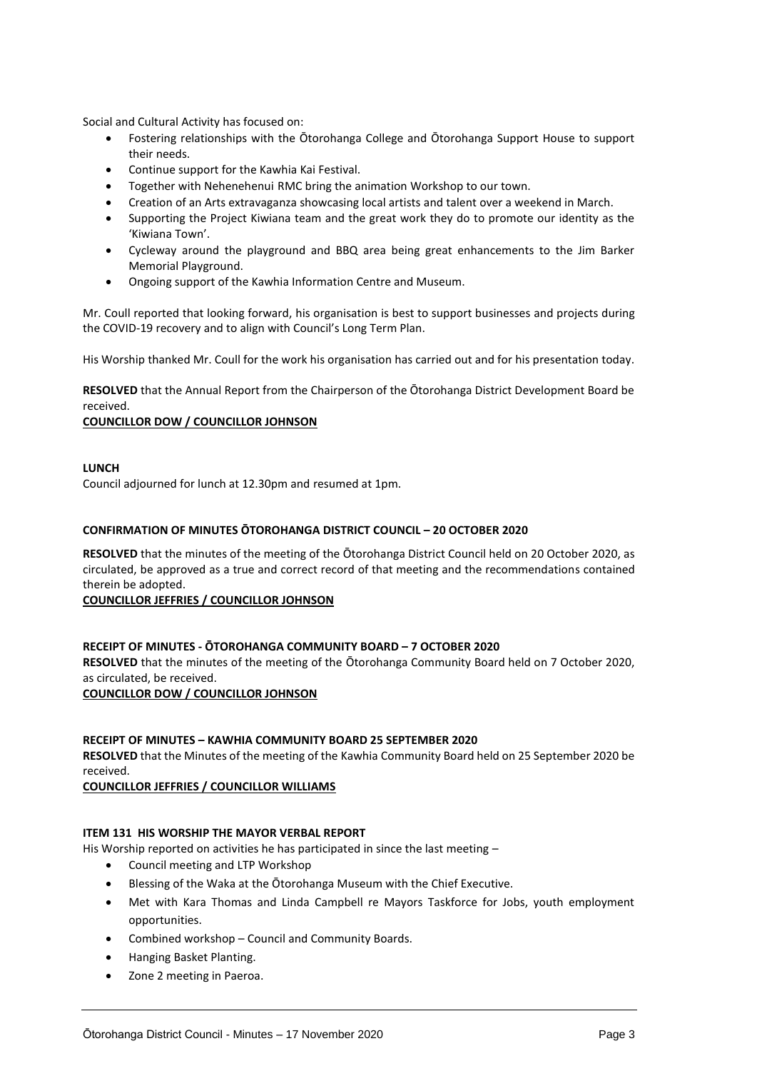Social and Cultural Activity has focused on:

- Fostering relationships with the Ōtorohanga College and Ōtorohanga Support House to support their needs.
- Continue support for the Kawhia Kai Festival.
- Together with Nehenehenui RMC bring the animation Workshop to our town.
- Creation of an Arts extravaganza showcasing local artists and talent over a weekend in March.
- Supporting the Project Kiwiana team and the great work they do to promote our identity as the 'Kiwiana Town'.
- Cycleway around the playground and BBQ area being great enhancements to the Jim Barker Memorial Playground.
- Ongoing support of the Kawhia Information Centre and Museum.

Mr. Coull reported that looking forward, his organisation is best to support businesses and projects during the COVID-19 recovery and to align with Council's Long Term Plan.

His Worship thanked Mr. Coull for the work his organisation has carried out and for his presentation today.

**RESOLVED** that the Annual Report from the Chairperson of the Ōtorohanga District Development Board be received.

**COUNCILLOR DOW / COUNCILLOR JOHNSON**

**LUNCH**

Council adjourned for lunch at 12.30pm and resumed at 1pm.

**CONFIRMATION OF MINUTES ŌTOROHANGA DISTRICT COUNCIL – 20 OCTOBER 2020**

**RESOLVED** that the minutes of the meeting of the Ōtorohanga District Council held on 20 October 2020, as circulated, be approved as a true and correct record of that meeting and the recommendations contained therein be adopted.

**COUNCILLOR JEFFRIES / COUNCILLOR JOHNSON**

**RECEIPT OF MINUTES - ŌTOROHANGA COMMUNITY BOARD – 7 OCTOBER 2020**

**RESOLVED** that the minutes of the meeting of the Ōtorohanga Community Board held on 7 October 2020, as circulated, be received.

**COUNCILLOR DOW / COUNCILLOR JOHNSON**

**RECEIPT OF MINUTES – KAWHIA COMMUNITY BOARD 25 SEPTEMBER 2020**

**RESOLVED** that the Minutes of the meeting of the Kawhia Community Board held on 25 September 2020 be received.

**COUNCILLOR JEFFRIES / COUNCILLOR WILLIAMS**

**ITEM 131 HIS WORSHIP THE MAYOR VERBAL REPORT**

His Worship reported on activities he has participated in since the last meeting –

- Council meeting and LTP Workshop
- Blessing of the Waka at the Ōtorohanga Museum with the Chief Executive.
- Met with Kara Thomas and Linda Campbell re Mayors Taskforce for Jobs, youth employment opportunities.
- Combined workshop – Council and Community Boards.
- Hanging Basket Planting.
- Zone 2 meeting in Paeroa.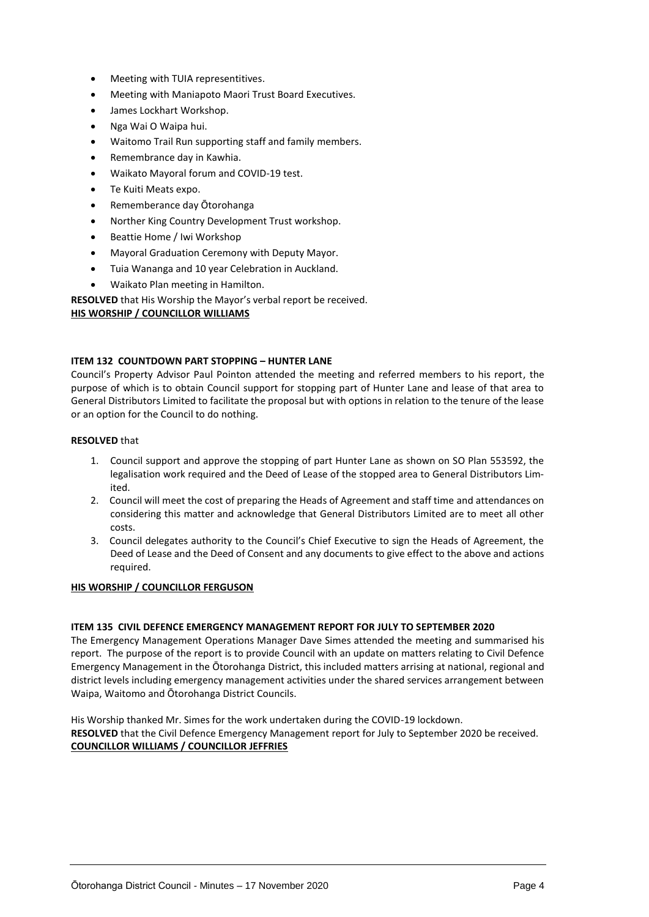- Meeting with TUIA representitives.
- Meeting with Maniapoto Maori Trust Board Executives.
- James Lockhart Workshop.
- Nga Wai O Waipa hui.
- Waitomo Trail Run supporting staff and family members.
- Remembrance day in Kawhia.
- Waikato Mayoral forum and COVID-19 test.
- Te Kuiti Meats expo.
- Rememberance day Ōtorohanga
- Norther King Country Development Trust workshop.
- Beattie Home / Iwi Workshop
- Mayoral Graduation Ceremony with Deputy Mayor.
- Tuia Wananga and 10 year Celebration in Auckland.
- Waikato Plan meeting in Hamilton.

**RESOLVED** that His Worship the Mayor's verbal report be received.
**HIS WORSHIP / COUNCILLOR WILLIAMS**

**ITEM 132 COUNTDOWN PART STOPPING – HUNTER LANE**

Council's Property Advisor Paul Pointon attended the meeting and referred members to his report, the purpose of which is to obtain Council support for stopping part of Hunter Lane and lease of that area to General Distributors Limited to facilitate the proposal but with options in relation to the tenure of the lease or an option for the Council to do nothing.

**RESOLVED** that

1. Council support and approve the stopping of part Hunter Lane as shown on SO Plan 553592, the legalisation work required and the Deed of Lease of the stopped area to General Distributors Limited.
2. Council will meet the cost of preparing the Heads of Agreement and staff time and attendances on considering this matter and acknowledge that General Distributors Limited are to meet all other costs.
3. Council delegates authority to the Council's Chief Executive to sign the Heads of Agreement, the Deed of Lease and the Deed of Consent and any documents to give effect to the above and actions required.

**HIS WORSHIP / COUNCILLOR FERGUSON**

**ITEM 135 CIVIL DEFENCE EMERGENCY MANAGEMENT REPORT FOR JULY TO SEPTEMBER 2020**

The Emergency Management Operations Manager Dave Simes attended the meeting and summarised his report. The purpose of the report is to provide Council with an update on matters relating to Civil Defence Emergency Management in the Ōtorohanga District, this included matters arrising at national, regional and district levels including emergency management activities under the shared services arrangement between Waipa, Waitomo and Ōtorohanga District Councils.

His Worship thanked Mr. Simes for the work undertaken during the COVID-19 lockdown.
**RESOLVED** that the Civil Defence Emergency Management report for July to September 2020 be received.
**COUNCILLOR WILLIAMS / COUNCILLOR JEFFRIES**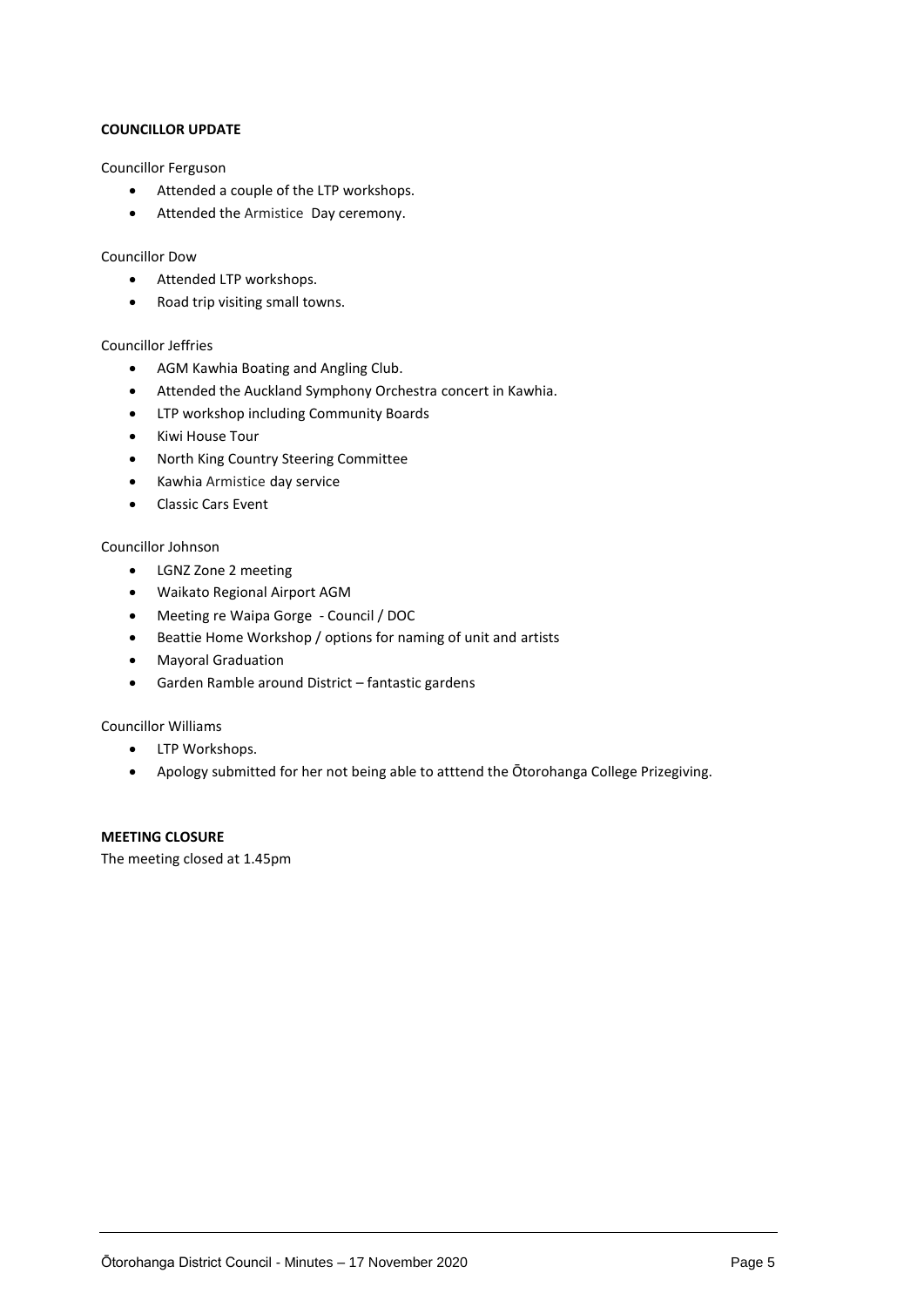**COUNCILLOR UPDATE**

Councillor Ferguson

- Attended a couple of the LTP workshops.
- Attended the Armistice Day ceremony.

Councillor Dow

- Attended LTP workshops.
- Road trip visiting small towns.

Councillor Jeffries

- AGM Kawhia Boating and Angling Club.
- Attended the Auckland Symphony Orchestra concert in Kawhia.
- LTP workshop including Community Boards
- Kiwi House Tour
- North King Country Steering Committee
- Kawhia Armistice day service
- Classic Cars Event

Councillor Johnson

- LGNZ Zone 2 meeting
- Waikato Regional Airport AGM
- Meeting re Waipa Gorge - Council / DOC
- Beattie Home Workshop / options for naming of unit and artists
- Mayoral Graduation
- Garden Ramble around District – fantastic gardens

Councillor Williams

- LTP Workshops.
- Apology submitted for her not being able to atttend the Ōtorohanga College Prizegiving.

**MEETING CLOSURE**

The meeting closed at 1.45pm